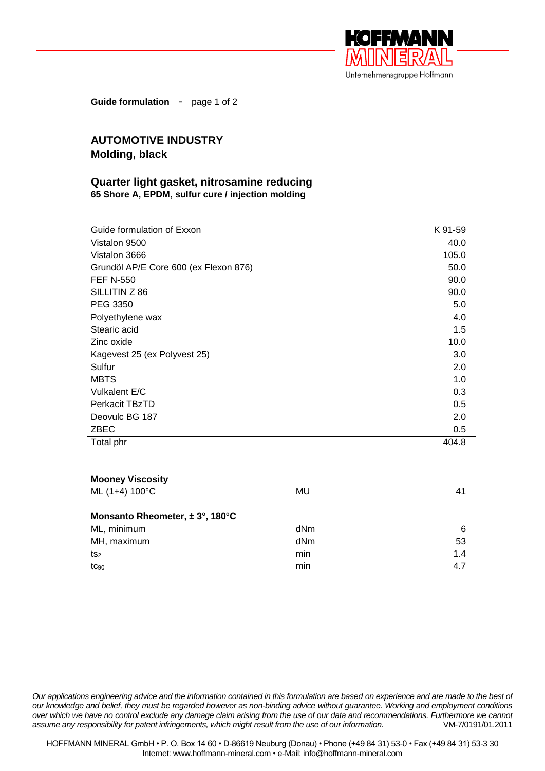**Guide formulation** - page 1 of 2

## AUTOMOTIVE INDUSTRY
## Molding, black

### Quarter light gasket, nitrosamine reducing
**65 Shore A, EPDM, sulfur cure / injection molding**

| Guide formulation of Exxon | K 91-59 |
|---|---|
| Vistalon 9500 | 40.0 |
| Vistalon 3666 | 105.0 |
| Grundöl AP/E Core 600 (ex Flexon 876) | 50.0 |
| FEF N-550 | 90.0 |
| SILLITIN Z 86 | 90.0 |
| PEG 3350 | 5.0 |
| Polyethylene wax | 4.0 |
| Stearic acid | 1.5 |
| Zinc oxide | 10.0 |
| Kagevest 25 (ex Polyvest 25) | 3.0 |
| Sulfur | 2.0 |
| MBTS | 1.0 |
| Vulkalent E/C | 0.3 |
| Perkacit TBzTD | 0.5 |
| Deovulc BG 187 | 2.0 |
| ZBEC | 0.5 |
| Total phr | 404.8 |

**Mooney Viscosity**

| | | |
|---|---|---|
| ML (1+4) 100°C | MU | 41 |

**Monsanto Rheometer, ± 3°, 180°C**

| | | |
|---|---|---|
| ML, minimum | dNm | 6 |
| MH, maximum | dNm | 53 |
| $ts_2$ | min | 1.4 |
| $tc_{90}$ | min | 4.7 |

*Our applications engineering advice and the information contained in this formulation are based on experience and are made to the best of our knowledge and belief, they must be regarded however as non-binding advice without guarantee. Working and employment conditions over which we have no control exclude any damage claim arising from the use of our data and recommendations. Furthermore we cannot assume any responsibility for patent infringements, which might result from the use of our information.* VM-7/0191/01.2011

HOFFMANN MINERAL GmbH • P. O. Box 14 60 • D-86619 Neuburg (Donau) • Phone (+49 84 31) 53-0 • Fax (+49 84 31) 53-3 30
Internet: www.hoffmann-mineral.com • e-Mail: info@hoffmann-mineral.com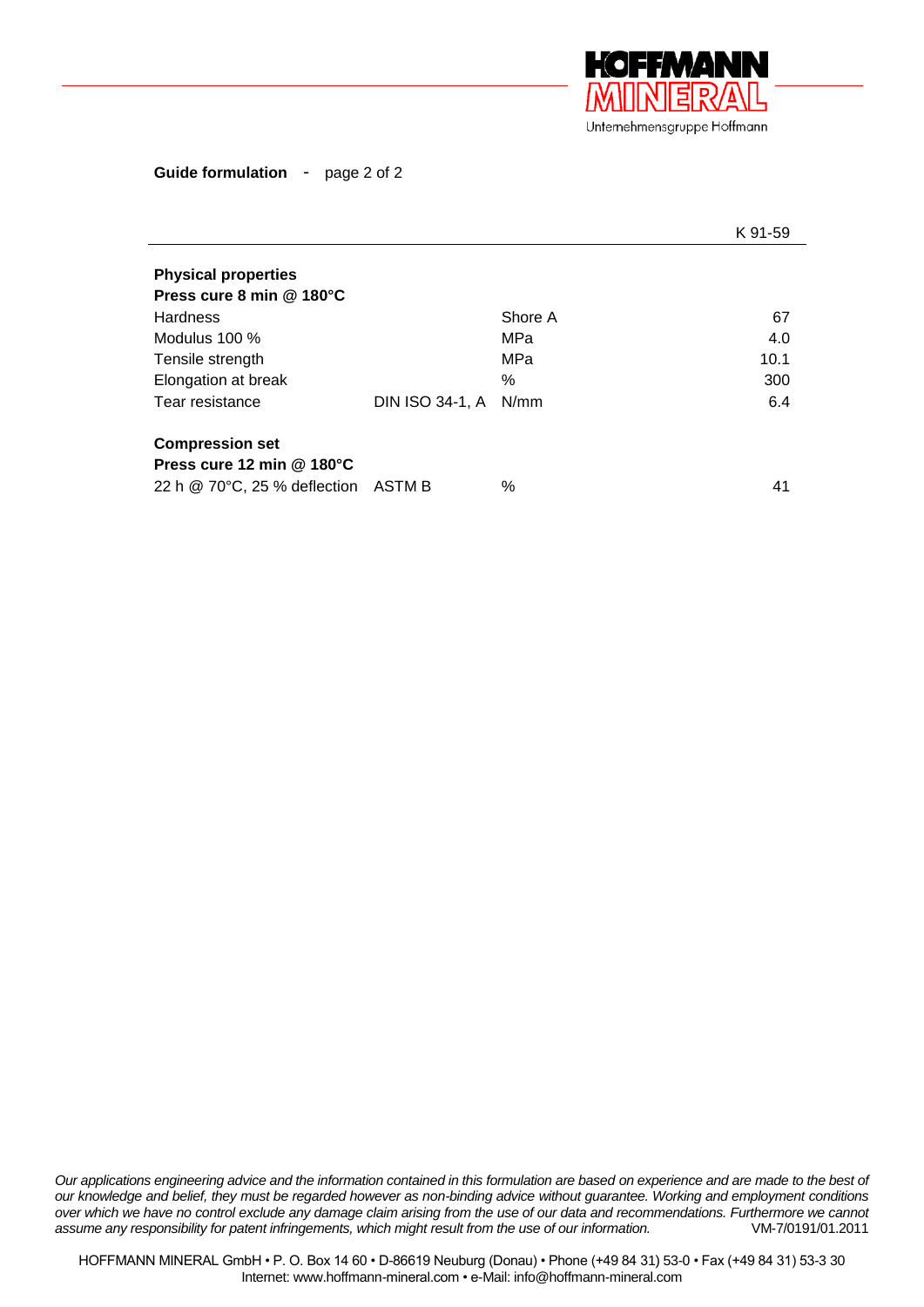**Guide formulation** - page 2 of 2

| | | | K 91-59 |
|---|---|---|---|
| **Physical properties** | | | |
| **Press cure 8 min @ 180°C** | | | |
| Hardness | | Shore A | 67 |
| Modulus 100 % | | MPa | 4.0 |
| Tensile strength | | MPa | 10.1 |
| Elongation at break | | % | 300 |
| Tear resistance | DIN ISO 34-1, A | N/mm | 6.4 |
| **Compression set** | | | |
| **Press cure 12 min @ 180°C** | | | |
| 22 h @ 70°C, 25 % deflection | ASTM B | % | 41 |

*Our applications engineering advice and the information contained in this formulation are based on experience and are made to the best of our knowledge and belief, they must be regarded however as non-binding advice without guarantee. Working and employment conditions over which we have no control exclude any damage claim arising from the use of our data and recommendations. Furthermore we cannot assume any responsibility for patent infringements, which might result from the use of our information.* VM-7/0191/01.2011

HOFFMANN MINERAL GmbH • P. O. Box 14 60 • D-86619 Neuburg (Donau) • Phone (+49 84 31) 53-0 • Fax (+49 84 31) 53-3 30
Internet: www.hoffmann-mineral.com • e-Mail: info@hoffmann-mineral.com